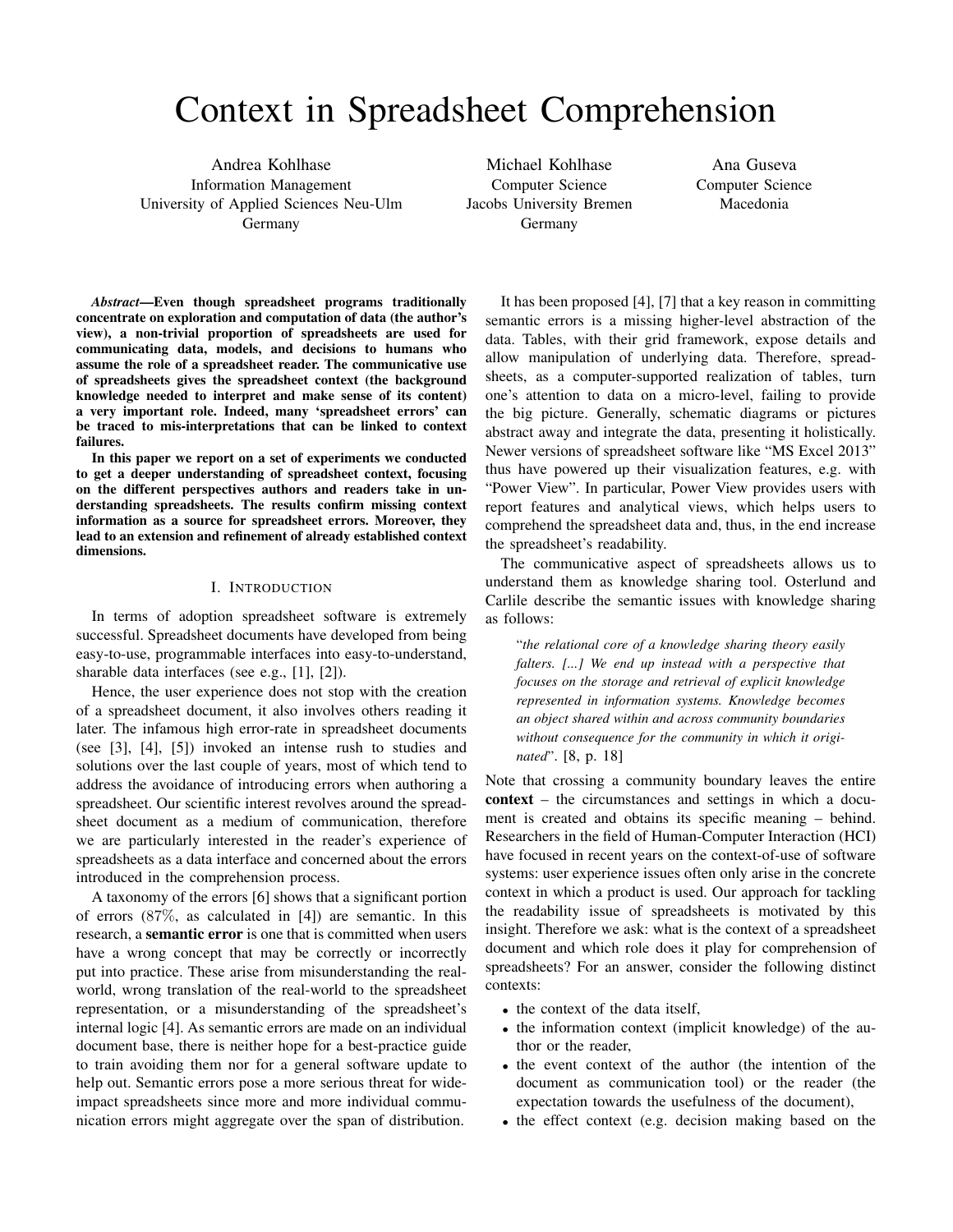# Context in Spreadsheet Comprehension

Andrea Kohlhase
Information Management
University of Applied Sciences Neu-Ulm
Germany

Michael Kohlhase
Computer Science
Jacobs University Bremen
Germany

Ana Guseva
Computer Science
Macedonia

***Abstract*—Even though spreadsheet programs traditionally concentrate on exploration and computation of data (the author's view), a non-trivial proportion of spreadsheets are used for communicating data, models, and decisions to humans who assume the role of a spreadsheet reader. The communicative use of spreadsheets gives the spreadsheet context (the background knowledge needed to interpret and make sense of its content) a very important role. Indeed, many 'spreadsheet errors' can be traced to mis-interpretations that can be linked to context failures.**

**In this paper we report on a set of experiments we conducted to get a deeper understanding of spreadsheet context, focusing on the different perspectives authors and readers take in understanding spreadsheets. The results confirm missing context information as a source for spreadsheet errors. Moreover, they lead to an extension and refinement of already established context dimensions.**

## I. Introduction

In terms of adoption spreadsheet software is extremely successful. Spreadsheet documents have developed from being easy-to-use, programmable interfaces into easy-to-understand, sharable data interfaces (see e.g., [1], [2]).

Hence, the user experience does not stop with the creation of a spreadsheet document, it also involves others reading it later. The infamous high error-rate in spreadsheet documents (see [3], [4], [5]) invoked an intense rush to studies and solutions over the last couple of years, most of which tend to address the avoidance of introducing errors when authoring a spreadsheet. Our scientific interest revolves around the spreadsheet document as a medium of communication, therefore we are particularly interested in the reader's experience of spreadsheets as a data interface and concerned about the errors introduced in the comprehension process.

A taxonomy of the errors [6] shows that a significant portion of errors (87%, as calculated in [4]) are semantic. In this research, a **semantic error** is one that is committed when users have a wrong concept that may be correctly or incorrectly put into practice. These arise from misunderstanding the real-world, wrong translation of the real-world to the spreadsheet representation, or a misunderstanding of the spreadsheet's internal logic [4]. As semantic errors are made on an individual document base, there is neither hope for a best-practice guide to train avoiding them nor for a general software update to help out. Semantic errors pose a more serious threat for wide-impact spreadsheets since more and more individual communication errors might aggregate over the span of distribution.

It has been proposed [4], [7] that a key reason in committing semantic errors is a missing higher-level abstraction of the data. Tables, with their grid framework, expose details and allow manipulation of underlying data. Therefore, spreadsheets, as a computer-supported realization of tables, turn one's attention to data on a micro-level, failing to provide the big picture. Generally, schematic diagrams or pictures abstract away and integrate the data, presenting it holistically. Newer versions of spreadsheet software like "MS Excel 2013" thus have powered up their visualization features, e.g. with "Power View". In particular, Power View provides users with report features and analytical views, which helps users to comprehend the spreadsheet data and, thus, in the end increase the spreadsheet's readability.

The communicative aspect of spreadsheets allows us to understand them as knowledge sharing tool. Osterlund and Carlile describe the semantic issues with knowledge sharing as follows:

> "*the relational core of a knowledge sharing theory easily falters. [...] We end up instead with a perspective that focuses on the storage and retrieval of explicit knowledge represented in information systems. Knowledge becomes an object shared within and across community boundaries without consequence for the community in which it originated*". [8, p. 18]

Note that crossing a community boundary leaves the entire **context** – the circumstances and settings in which a document is created and obtains its specific meaning – behind. Researchers in the field of Human-Computer Interaction (HCI) have focused in recent years on the context-of-use of software systems: user experience issues often only arise in the concrete context in which a product is used. Our approach for tackling the readability issue of spreadsheets is motivated by this insight. Therefore we ask: what is the context of a spreadsheet document and which role does it play for comprehension of spreadsheets? For an answer, consider the following distinct contexts:

- the context of the data itself,
- the information context (implicit knowledge) of the author or the reader,
- the event context of the author (the intention of the document as communication tool) or the reader (the expectation towards the usefulness of the document),
- the effect context (e.g. decision making based on the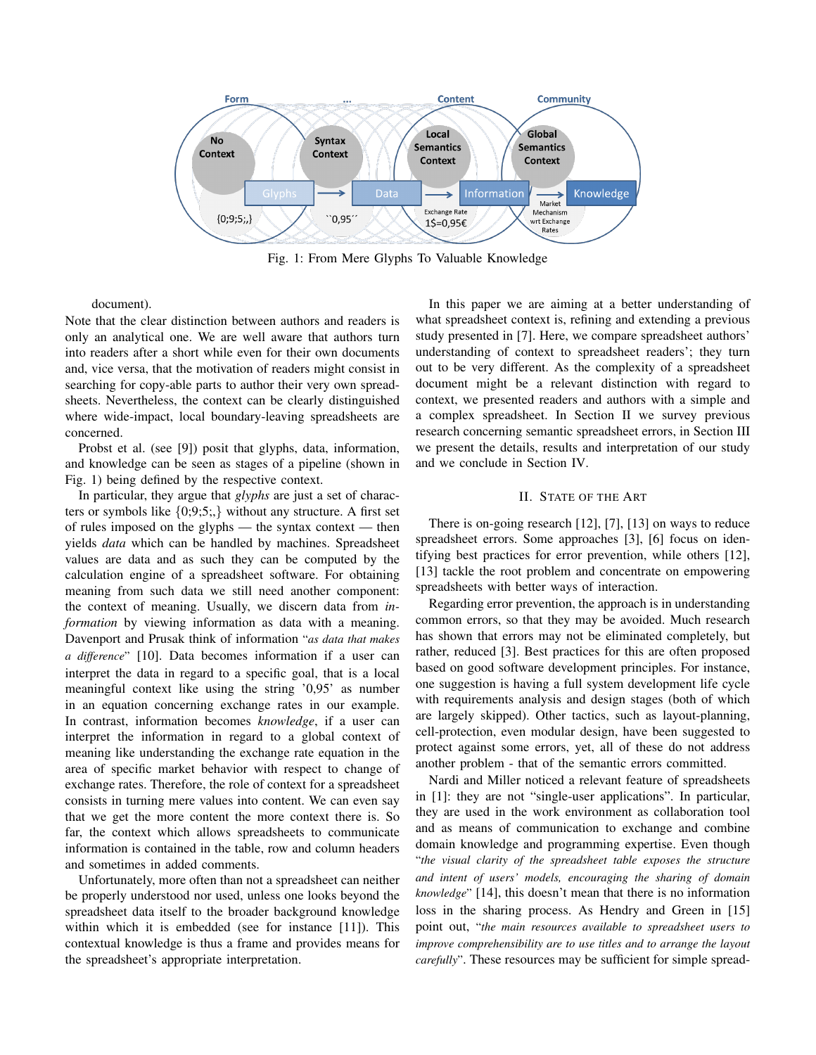Fig. 1: From Mere Glyphs To Valuable Knowledge

document).

Note that the clear distinction between authors and readers is only an analytical one. We are well aware that authors turn into readers after a short while even for their own documents and, vice versa, that the motivation of readers might consist in searching for copy-able parts to author their very own spreadsheets. Nevertheless, the context can be clearly distinguished where wide-impact, local boundary-leaving spreadsheets are concerned.

Probst et al. (see [9]) posit that glyphs, data, information, and knowledge can be seen as stages of a pipeline (shown in Fig. 1) being defined by the respective context.

In particular, they argue that *glyphs* are just a set of characters or symbols like {0;9;5;,} without any structure. A first set of rules imposed on the glyphs — the syntax context — then yields *data* which can be handled by machines. Spreadsheet values are data and as such they can be computed by the calculation engine of a spreadsheet software. For obtaining meaning from such data we still need another component: the context of meaning. Usually, we discern data from *information* by viewing information as data with a meaning. Davenport and Prusak think of information "*as data that makes a difference*" [10]. Data becomes information if a user can interpret the data in regard to a specific goal, that is a local meaningful context like using the string '0,95' as number in an equation concerning exchange rates in our example. In contrast, information becomes *knowledge*, if a user can interpret the information in regard to a global context of meaning like understanding the exchange rate equation in the area of specific market behavior with respect to change of exchange rates. Therefore, the role of context for a spreadsheet consists in turning mere values into content. We can even say that we get the more content the more context there is. So far, the context which allows spreadsheets to communicate information is contained in the table, row and column headers and sometimes in added comments.

Unfortunately, more often than not a spreadsheet can neither be properly understood nor used, unless one looks beyond the spreadsheet data itself to the broader background knowledge within which it is embedded (see for instance [11]). This contextual knowledge is thus a frame and provides means for the spreadsheet's appropriate interpretation.

In this paper we are aiming at a better understanding of what spreadsheet context is, refining and extending a previous study presented in [7]. Here, we compare spreadsheet authors' understanding of context to spreadsheet readers'; they turn out to be very different. As the complexity of a spreadsheet document might be a relevant distinction with regard to context, we presented readers and authors with a simple and a complex spreadsheet. In Section II we survey previous research concerning semantic spreadsheet errors, in Section III we present the details, results and interpretation of our study and we conclude in Section IV.

## II. State of the Art

There is on-going research [12], [7], [13] on ways to reduce spreadsheet errors. Some approaches [3], [6] focus on identifying best practices for error prevention, while others [12], [13] tackle the root problem and concentrate on empowering spreadsheets with better ways of interaction.

Regarding error prevention, the approach is in understanding common errors, so that they may be avoided. Much research has shown that errors may not be eliminated completely, but rather, reduced [3]. Best practices for this are often proposed based on good software development principles. For instance, one suggestion is having a full system development life cycle with requirements analysis and design stages (both of which are largely skipped). Other tactics, such as layout-planning, cell-protection, even modular design, have been suggested to protect against some errors, yet, all of these do not address another problem - that of the semantic errors committed.

Nardi and Miller noticed a relevant feature of spreadsheets in [1]: they are not "single-user applications". In particular, they are used in the work environment as collaboration tool and as means of communication to exchange and combine domain knowledge and programming expertise. Even though "*the visual clarity of the spreadsheet table exposes the structure and intent of users' models, encouraging the sharing of domain knowledge*" [14], this doesn't mean that there is no information loss in the sharing process. As Hendry and Green in [15] point out, "*the main resources available to spreadsheet users to improve comprehensibility are to use titles and to arrange the layout carefully*". These resources may be sufficient for simple spread-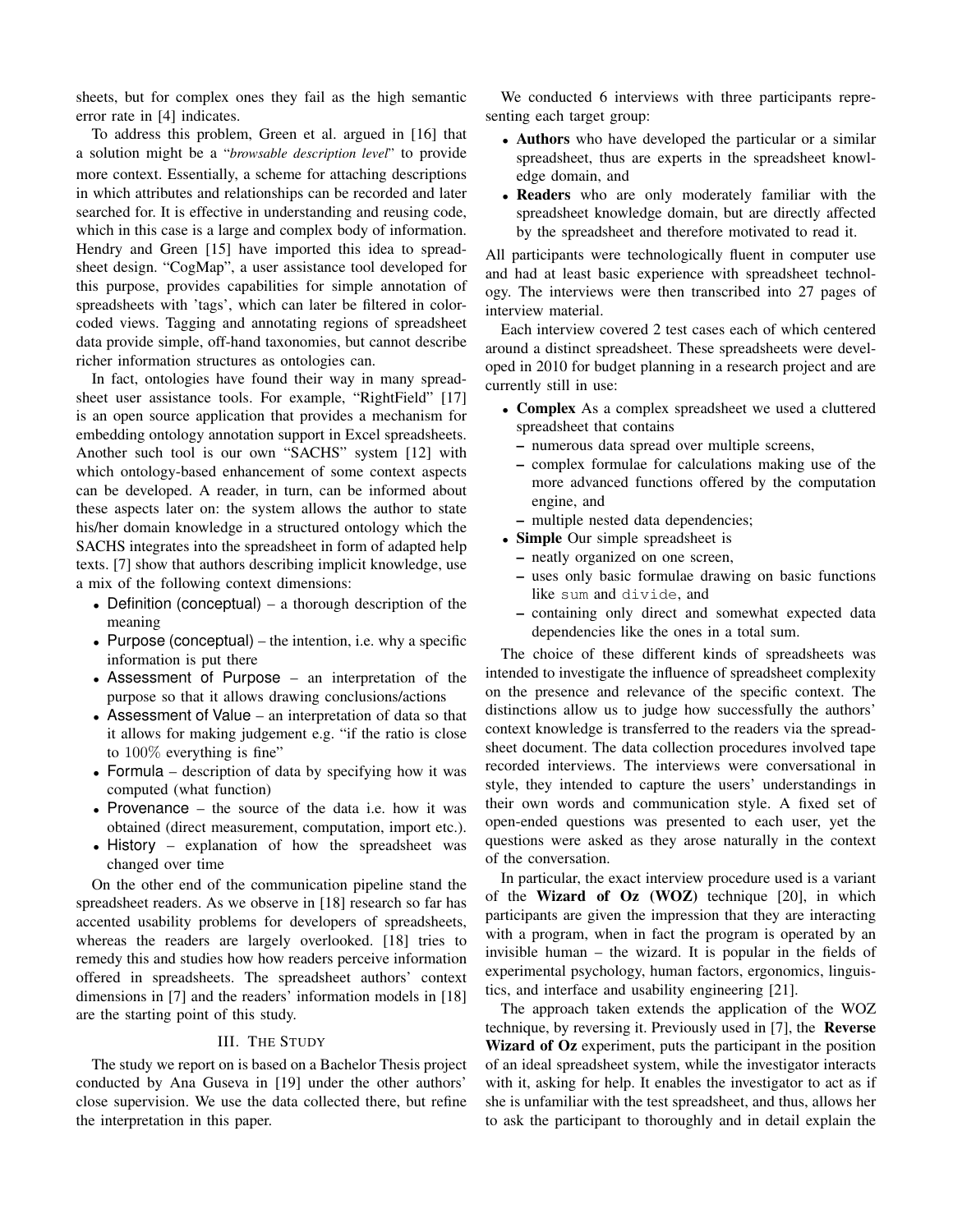sheets, but for complex ones they fail as the high semantic error rate in [4] indicates.

To address this problem, Green et al. argued in [16] that a solution might be a "*browsable description level*" to provide more context. Essentially, a scheme for attaching descriptions in which attributes and relationships can be recorded and later searched for. It is effective in understanding and reusing code, which in this case is a large and complex body of information. Hendry and Green [15] have imported this idea to spreadsheet design. "CogMap", a user assistance tool developed for this purpose, provides capabilities for simple annotation of spreadsheets with 'tags', which can later be filtered in color-coded views. Tagging and annotating regions of spreadsheet data provide simple, off-hand taxonomies, but cannot describe richer information structures as ontologies can.

In fact, ontologies have found their way in many spreadsheet user assistance tools. For example, "RightField" [17] is an open source application that provides a mechanism for embedding ontology annotation support in Excel spreadsheets. Another such tool is our own "SACHS" system [12] with which ontology-based enhancement of some context aspects can be developed. A reader, in turn, can be informed about these aspects later on: the system allows the author to state his/her domain knowledge in a structured ontology which the SACHS integrates into the spreadsheet in form of adapted help texts. [7] show that authors describing implicit knowledge, use a mix of the following context dimensions:

- Definition (conceptual) – a thorough description of the meaning
- Purpose (conceptual) – the intention, i.e. why a specific information is put there
- Assessment of Purpose – an interpretation of the purpose so that it allows drawing conclusions/actions
- Assessment of Value – an interpretation of data so that it allows for making judgement e.g. "if the ratio is close to 100% everything is fine"
- Formula – description of data by specifying how it was computed (what function)
- Provenance – the source of the data i.e. how it was obtained (direct measurement, computation, import etc.).
- History – explanation of how the spreadsheet was changed over time

On the other end of the communication pipeline stand the spreadsheet readers. As we observe in [18] research so far has accented usability problems for developers of spreadsheets, whereas the readers are largely overlooked. [18] tries to remedy this and studies how how readers perceive information offered in spreadsheets. The spreadsheet authors' context dimensions in [7] and the readers' information models in [18] are the starting point of this study.

## III. The Study

The study we report on is based on a Bachelor Thesis project conducted by Ana Guseva in [19] under the other authors' close supervision. We use the data collected there, but refine the interpretation in this paper.

We conducted 6 interviews with three participants representing each target group:

- **Authors** who have developed the particular or a similar spreadsheet, thus are experts in the spreadsheet knowledge domain, and
- **Readers** who are only moderately familiar with the spreadsheet knowledge domain, but are directly affected by the spreadsheet and therefore motivated to read it.

All participants were technologically fluent in computer use and had at least basic experience with spreadsheet technology. The interviews were then transcribed into 27 pages of interview material.

Each interview covered 2 test cases each of which centered around a distinct spreadsheet. These spreadsheets were developed in 2010 for budget planning in a research project and are currently still in use:

- **Complex** As a complex spreadsheet we used a cluttered spreadsheet that contains
  - numerous data spread over multiple screens,
  - complex formulae for calculations making use of the more advanced functions offered by the computation engine, and
  - multiple nested data dependencies;
- **Simple** Our simple spreadsheet is
  - neatly organized on one screen,
  - uses only basic formulae drawing on basic functions like `sum` and `divide`, and
  - containing only direct and somewhat expected data dependencies like the ones in a total sum.

The choice of these different kinds of spreadsheets was intended to investigate the influence of spreadsheet complexity on the presence and relevance of the specific context. The distinctions allow us to judge how successfully the authors' context knowledge is transferred to the readers via the spreadsheet document. The data collection procedures involved tape recorded interviews. The interviews were conversational in style, they intended to capture the users' understandings in their own words and communication style. A fixed set of open-ended questions was presented to each user, yet the questions were asked as they arose naturally in the context of the conversation.

In particular, the exact interview procedure used is a variant of the **Wizard of Oz (WOZ)** technique [20], in which participants are given the impression that they are interacting with a program, when in fact the program is operated by an invisible human – the wizard. It is popular in the fields of experimental psychology, human factors, ergonomics, linguistics, and interface and usability engineering [21].

The approach taken extends the application of the WOZ technique, by reversing it. Previously used in [7], the **Reverse Wizard of Oz** experiment, puts the participant in the position of an ideal spreadsheet system, while the investigator interacts with it, asking for help. It enables the investigator to act as if she is unfamiliar with the test spreadsheet, and thus, allows her to ask the participant to thoroughly and in detail explain the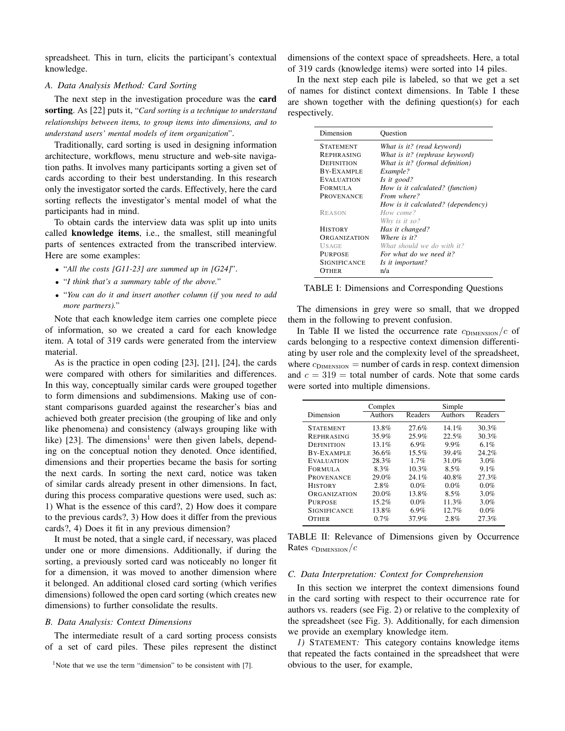spreadsheet. This in turn, elicits the participant's contextual knowledge.

### A. Data Analysis Method: Card Sorting

The next step in the investigation procedure was the **card sorting**. As [22] puts it, "*Card sorting is a technique to understand relationships between items, to group items into dimensions, and to understand users' mental models of item organization*".

Traditionally, card sorting is used in designing information architecture, workflows, menu structure and web-site navigation paths. It involves many participants sorting a given set of cards according to their best understanding. In this research only the investigator sorted the cards. Effectively, here the card sorting reflects the investigator's mental model of what the participants had in mind.

To obtain cards the interview data was split up into units called **knowledge items**, i.e., the smallest, still meaningful parts of sentences extracted from the transcribed interview. Here are some examples:

- "*All the costs [G11-23] are summed up in [G24]*".
- "*I think that's a summary table of the above.*"
- "*You can do it and insert another column (if you need to add more partners).*"

Note that each knowledge item carries one complete piece of information, so we created a card for each knowledge item. A total of 319 cards were generated from the interview material.

As is the practice in open coding [23], [21], [24], the cards were compared with others for similarities and differences. In this way, conceptually similar cards were grouped together to form dimensions and subdimensions. Making use of constant comparisons guarded against the researcher's bias and achieved both greater precision (the grouping of like and only like phenomena) and consistency (always grouping like with like) [23]. The dimensions[1] were then given labels, depending on the conceptual notion they denoted. Once identified, dimensions and their properties became the basis for sorting the next cards. In sorting the next card, notice was taken of similar cards already present in other dimensions. In fact, during this process comparative questions were used, such as: 1) What is the essence of this card?, 2) How does it compare to the previous cards?, 3) How does it differ from the previous cards?, 4) Does it fit in any previous dimension?

It must be noted, that a single card, if necessary, was placed under one or more dimensions. Additionally, if during the sorting, a previously sorted card was noticeably no longer fit for a dimension, it was moved to another dimension where it belonged. An additional closed card sorting (which verifies dimensions) followed the open card sorting (which creates new dimensions) to further consolidate the results.

### B. Data Analysis: Context Dimensions

The intermediate result of a card sorting process consists of a set of card piles. These piles represent the distinct dimensions of the context space of spreadsheets. Here, a total of 319 cards (knowledge items) were sorted into 14 piles.

[1]Note that we use the term "dimension" to be consistent with [7].

In the next step each pile is labeled, so that we get a set of names for distinct context dimensions. In Table I these are shown together with the defining question(s) for each respectively.

| Dimension | Question |
|---|---|
| STATEMENT | *What is it? (read keyword)* |
| REPHRASING | *What is it? (rephrase keyword)* |
| DEFINITION | *What is it? (formal definition)* |
| BY-EXAMPLE | *Example?* |
| EVALUATION | *Is it good?* |
| FORMULA | *How is it calculated? (function)* |
| PROVENANCE | *From where?* |
| | *How is it calculated? (dependency)* |
| REASON | *How come?* |
| | *Why is it so?* |
| HISTORY | *Has it changed?* |
| ORGANIZATION | *Where is it?* |
| USAGE | *What should we do with it?* |
| PURPOSE | *For what do we need it?* |
| SIGNIFICANCE | *Is it important?* |
| OTHER | n/a |

TABLE I: Dimensions and Corresponding Questions

The dimensions in grey were so small, that we dropped them in the following to prevent confusion.

In Table II we listed the occurrence rate $c_{\text{DIMENSION}}/c$ of cards belonging to a respective context dimension differentiating by user role and the complexity level of the spreadsheet, where $c_{\text{DIMENSION}}$ = number of cards in resp. context dimension and $c = 319$ = total number of cards. Note that some cards were sorted into multiple dimensions.

| | Complex | | Simple | |
|---|---|---|---|---|
| Dimension | Authors | Readers | Authors | Readers |
| STATEMENT | 13.8% | 27.6% | 14.1% | 30.3% |
| REPHRASING | 35.9% | 25.9% | 22.5% | 30.3% |
| DEFINITION | 13.1% | 6.9% | 9.9% | 6.1% |
| BY-EXAMPLE | 36.6% | 15.5% | 39.4% | 24.2% |
| EVALUATION | 28.3% | 1.7% | 31.0% | 3.0% |
| FORMULA | 8.3% | 10.3% | 8.5% | 9.1% |
| PROVENANCE | 29.0% | 24.1% | 40.8% | 27.3% |
| HISTORY | 2.8% | 0.0% | 0.0% | 0.0% |
| ORGANIZATION | 20.0% | 13.8% | 8.5% | 3.0% |
| PURPOSE | 15.2% | 0.0% | 11.3% | 3.0% |
| SIGNIFICANCE | 13.8% | 6.9% | 12.7% | 0.0% |
| OTHER | 0.7% | 37.9% | 2.8% | 27.3% |

TABLE II: Relevance of Dimensions given by Occurrence Rates $c_{\text{DIMENSION}}/c$

### C. Data Interpretation: Context for Comprehension

In this section we interpret the context dimensions found in the card sorting with respect to their occurrence rate for authors vs. readers (see Fig. 2) or relative to the complexity of the spreadsheet (see Fig. 3). Additionally, for each dimension we provide an exemplary knowledge item.

*1)* STATEMENT*:* This category contains knowledge items that repeated the facts contained in the spreadsheet that were obvious to the user, for example,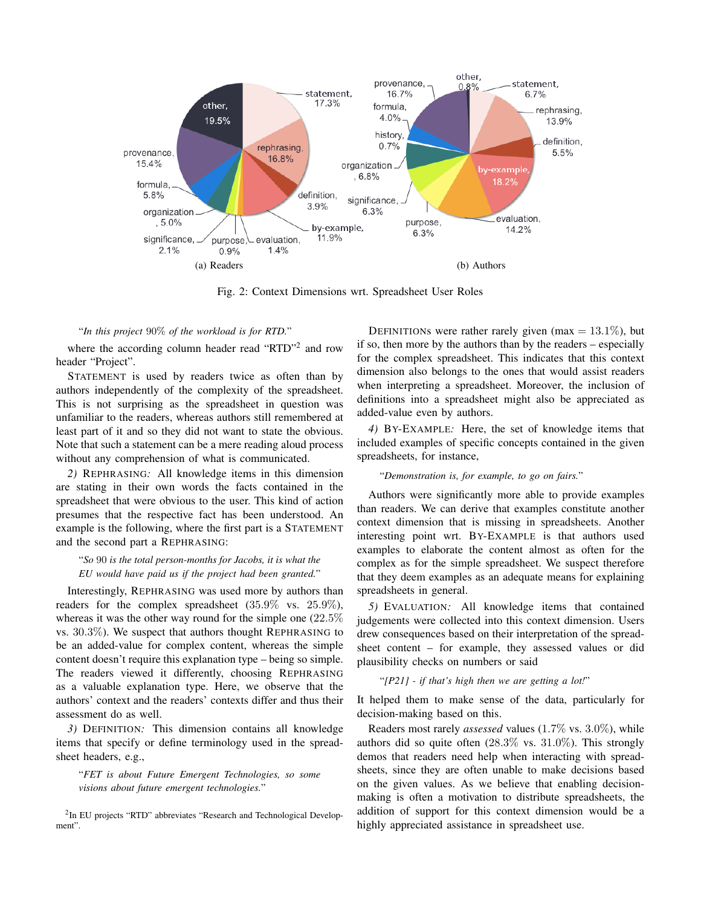(a) Readers

(b) Authors

Fig. 2: Context Dimensions wrt. Spreadsheet User Roles

"*In this project 90% of the workload is for RTD.*"

where the according column header read "RTD"[2] and row header "Project".

STATEMENT is used by readers twice as often than by authors independently of the complexity of the spreadsheet. This is not surprising as the spreadsheet in question was unfamiliar to the readers, whereas authors still remembered at least part of it and so they did not want to state the obvious. Note that such a statement can be a mere reading aloud process without any comprehension of what is communicated.

*2) REPHRASING:* All knowledge items in this dimension are stating in their own words the facts contained in the spreadsheet that were obvious to the user. This kind of action presumes that the respective fact has been understood. An example is the following, where the first part is a STATEMENT and the second part a REPHRASING:

> "*So 90 is the total person-months for Jacobs, it is what the EU would have paid us if the project had been granted.*"

Interestingly, REPHRASING was used more by authors than readers for the complex spreadsheet (35.9% vs. 25.9%), whereas it was the other way round for the simple one (22.5% vs. 30.3%). We suspect that authors thought REPHRASING to be an added-value for complex content, whereas the simple content doesn't require this explanation type – being so simple. The readers viewed it differently, choosing REPHRASING as a valuable explanation type. Here, we observe that the authors' context and the readers' contexts differ and thus their assessment do as well.

*3) DEFINITION:* This dimension contains all knowledge items that specify or define terminology used in the spreadsheet headers, e.g.,

> "*FET is about Future Emergent Technologies, so some visions about future emergent technologies.*"

[2] In EU projects "RTD" abbreviates "Research and Technological Development".

DEFINITIONS were rather rarely given (max = 13.1%), but if so, then more by the authors than by the readers – especially for the complex spreadsheet. This indicates that this context dimension also belongs to the ones that would assist readers when interpreting a spreadsheet. Moreover, the inclusion of definitions into a spreadsheet might also be appreciated as added-value even by authors.

*4) BY-EXAMPLE:* Here, the set of knowledge items that included examples of specific concepts contained in the given spreadsheets, for instance,

> "*Demonstration is, for example, to go on fairs.*"

Authors were significantly more able to provide examples than readers. We can derive that examples constitute another context dimension that is missing in spreadsheets. Another interesting point wrt. BY-EXAMPLE is that authors used examples to elaborate the content almost as often for the complex as for the simple spreadsheet. We suspect therefore that they deem examples as an adequate means for explaining spreadsheets in general.

*5) EVALUATION:* All knowledge items that contained judgements were collected into this context dimension. Users drew consequences based on their interpretation of the spreadsheet content – for example, they assessed values or did plausibility checks on numbers or said

> "*[P21] - if that's high then we are getting a lot!*"

It helped them to make sense of the data, particularly for decision-making based on this.

Readers most rarely *assessed* values (1.7% vs. 3.0%), while authors did so quite often (28.3% vs. 31.0%). This strongly demos that readers need help when interacting with spreadsheets, since they are often unable to make decisions based on the given values. As we believe that enabling decision-making is often a motivation to distribute spreadsheets, the addition of support for this context dimension would be a highly appreciated assistance in spreadsheet use.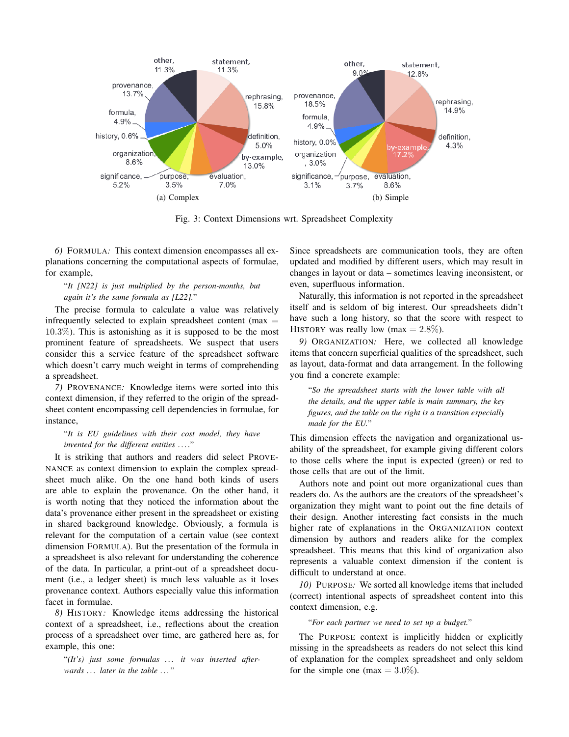Fig. 3: Context Dimensions wrt. Spreadsheet Complexity

*6) FORMULA:* This context dimension encompasses all explanations concerning the computational aspects of formulae, for example,

> "*It [N22] is just multiplied by the person-months, but again it's the same formula as [L22].*"

The precise formula to calculate a value was relatively infrequently selected to explain spreadsheet content (max $=$ $10.3\%$). This is astonishing as it is supposed to be the most prominent feature of spreadsheets. We suspect that users consider this a service feature of the spreadsheet software which doesn't carry much weight in terms of comprehending a spreadsheet.

*7) PROVENANCE:* Knowledge items were sorted into this context dimension, if they referred to the origin of the spreadsheet content encompassing cell dependencies in formulae, for instance,

> "*It is EU guidelines with their cost model, they have invented for the different entities ....*"

It is striking that authors and readers did select PROVENANCE as context dimension to explain the complex spreadsheet much alike. On the one hand both kinds of users are able to explain the provenance. On the other hand, it is worth noting that they noticed the information about the data's provenance either present in the spreadsheet or existing in shared background knowledge. Obviously, a formula is relevant for the computation of a certain value (see context dimension FORMULA). But the presentation of the formula in a spreadsheet is also relevant for understanding the coherence of the data. In particular, a print-out of a spreadsheet document (i.e., a ledger sheet) is much less valuable as it loses provenance context. Authors especially value this information facet in formulae.

*8) HISTORY:* Knowledge items addressing the historical context of a spreadsheet, i.e., reflections about the creation process of a spreadsheet over time, are gathered here as, for example, this one:

> "*(It's) just some formulas ... it was inserted afterwards ... later in the table ...*"

Since spreadsheets are communication tools, they are often updated and modified by different users, which may result in changes in layout or data – sometimes leaving inconsistent, or even, superfluous information.

Naturally, this information is not reported in the spreadsheet itself and is seldom of big interest. Our spreadsheets didn't have such a long history, so that the score with respect to HISTORY was really low (max $= 2.8\%$).

*9) ORGANIZATION:* Here, we collected all knowledge items that concern superficial qualities of the spreadsheet, such as layout, data-format and data arrangement. In the following you find a concrete example:

> "*So the spreadsheet starts with the lower table with all the details, and the upper table is main summary, the key figures, and the table on the right is a transition especially made for the EU.*"

This dimension effects the navigation and organizational usability of the spreadsheet, for example giving different colors to those cells where the input is expected (green) or red to those cells that are out of the limit.

Authors note and point out more organizational cues than readers do. As the authors are the creators of the spreadsheet's organization they might want to point out the fine details of their design. Another interesting fact consists in the much higher rate of explanations in the ORGANIZATION context dimension by authors and readers alike for the complex spreadsheet. This means that this kind of organization also represents a valuable context dimension if the content is difficult to understand at once.

*10) PURPOSE:* We sorted all knowledge items that included (correct) intentional aspects of spreadsheet content into this context dimension, e.g.

> "*For each partner we need to set up a budget.*"

The PURPOSE context is implicitly hidden or explicitly missing in the spreadsheets as readers do not select this kind of explanation for the complex spreadsheet and only seldom for the simple one (max $= 3.0\%$).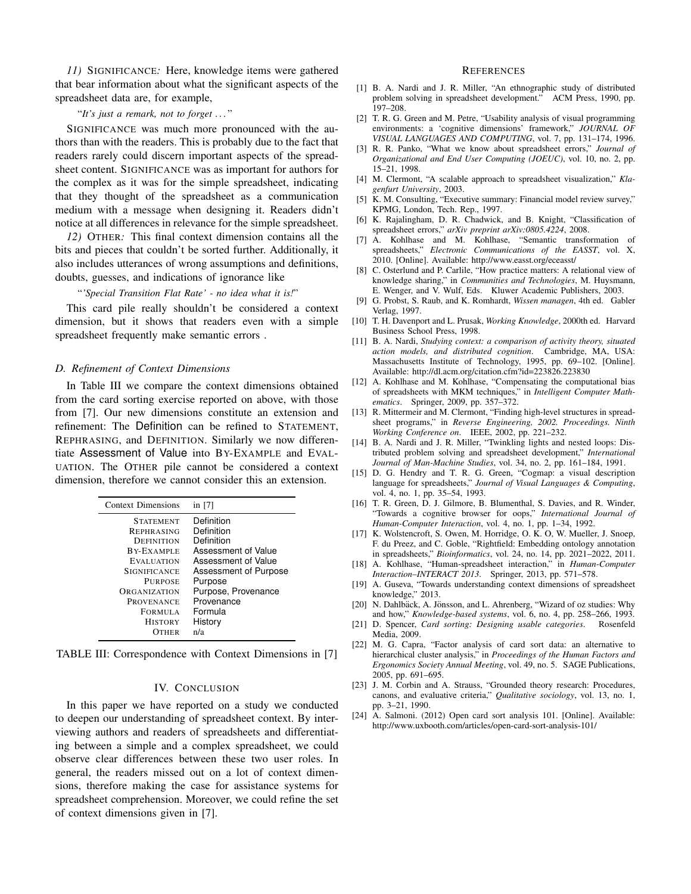*11)* SIGNIFICANCE*:* Here, knowledge items were gathered that bear information about what the significant aspects of the spreadsheet data are, for example,

"*It's just a remark, not to forget ...*"

SIGNIFICANCE was much more pronounced with the authors than with the readers. This is probably due to the fact that readers rarely could discern important aspects of the spreadsheet content. SIGNIFICANCE was as important for authors for the complex as it was for the simple spreadsheet, indicating that they thought of the spreadsheet as a communication medium with a message when designing it. Readers didn't notice at all differences in relevance for the simple spreadsheet.

*12)* OTHER*:* This final context dimension contains all the bits and pieces that couldn't be sorted further. Additionally, it also includes utterances of wrong assumptions and definitions, doubts, guesses, and indications of ignorance like

"*'Special Transition Flat Rate' - no idea what it is!*"

This card pile really shouldn't be considered a context dimension, but it shows that readers even with a simple spreadsheet frequently make semantic errors .

### *D. Refinement of Context Dimensions*

In Table III we compare the context dimensions obtained from the card sorting exercise reported on above, with those from [7]. Our new dimensions constitute an extension and refinement: The Definition can be refined to STATEMENT, REPHRASING, and DEFINITION. Similarly we now differentiate Assessment of Value into BY-EXAMPLE and EVALUATION. The OTHER pile cannot be considered a context dimension, therefore we cannot consider this an extension.

| Context Dimensions | in [7] |
|---|---|
| STATEMENT | Definition |
| REPHRASING | Definition |
| DEFINITION | Definition |
| BY-EXAMPLE | Assessment of Value |
| EVALUATION | Assessment of Value |
| SIGNIFICANCE | Assessment of Purpose |
| PURPOSE | Purpose |
| ORGANIZATION | Purpose, Provenance |
| PROVENANCE | Provenance |
| FORMULA | Formula |
| HISTORY | History |
| OTHER | n/a |

TABLE III: Correspondence with Context Dimensions in [7]

## IV. CONCLUSION

In this paper we have reported on a study we conducted to deepen our understanding of spreadsheet context. By interviewing authors and readers of spreadsheets and differentiating between a simple and a complex spreadsheet, we could observe clear differences between these two user roles. In general, the readers missed out on a lot of context dimensions, therefore making the case for assistance systems for spreadsheet comprehension. Moreover, we could refine the set of context dimensions given in [7].

## REFERENCES

[1] B. A. Nardi and J. R. Miller, "An ethnographic study of distributed problem solving in spreadsheet development." ACM Press, 1990, pp. 197–208.

[2] T. R. G. Green and M. Petre, "Usability analysis of visual programming environments: a 'cognitive dimensions' framework," *JOURNAL OF VISUAL LANGUAGES AND COMPUTING*, vol. 7, pp. 131–174, 1996.

[3] R. R. Panko, "What we know about spreadsheet errors," *Journal of Organizational and End User Computing (JOEUC)*, vol. 10, no. 2, pp. 15–21, 1998.

[4] M. Clermont, "A scalable approach to spreadsheet visualization," *Klagenfurt University*, 2003.

[5] K. M. Consulting, "Executive summary: Financial model review survey," KPMG, London, Tech. Rep., 1997.

[6] K. Rajalingham, D. R. Chadwick, and B. Knight, "Classification of spreadsheet errors," *arXiv preprint arXiv:0805.4224*, 2008.

[7] A. Kohlhase and M. Kohlhase, "Semantic transformation of spreadsheets," *Electronic Communications of the EASST*, vol. X, 2010. [Online]. Available: http://www.easst.org/eceasst/

[8] C. Osterlund and P. Carlile, "How practice matters: A relational view of knowledge sharing," in *Communities and Technologies*, M. Huysmann, E. Wenger, and V. Wulf, Eds. Kluwer Academic Publishers, 2003.

[9] G. Probst, S. Raub, and K. Romhardt, *Wissen managen*, 4th ed. Gabler Verlag, 1997.

[10] T. H. Davenport and L. Prusak, *Working Knowledge*, 2000th ed. Harvard Business School Press, 1998.

[11] B. A. Nardi, *Studying context: a comparison of activity theory, situated action models, and distributed cognition*. Cambridge, MA, USA: Massachusetts Institute of Technology, 1995, pp. 69–102. [Online]. Available: http://dl.acm.org/citation.cfm?id=223826.223830

[12] A. Kohlhase and M. Kohlhase, "Compensating the computational bias of spreadsheets with MKM techniques," in *Intelligent Computer Mathematics*. Springer, 2009, pp. 357–372.

[13] R. Mittermeir and M. Clermont, "Finding high-level structures in spreadsheet programs," in *Reverse Engineering, 2002. Proceedings. Ninth Working Conference on*. IEEE, 2002, pp. 221–232.

[14] B. A. Nardi and J. R. Miller, "Twinkling lights and nested loops: Distributed problem solving and spreadsheet development," *International Journal of Man-Machine Studies*, vol. 34, no. 2, pp. 161–184, 1991.

[15] D. G. Hendry and T. R. G. Green, "Cogmap: a visual description language for spreadsheets," *Journal of Visual Languages & Computing*, vol. 4, no. 1, pp. 35–54, 1993.

[16] T. R. Green, D. J. Gilmore, B. Blumenthal, S. Davies, and R. Winder, "Towards a cognitive browser for oops," *International Journal of Human-Computer Interaction*, vol. 4, no. 1, pp. 1–34, 1992.

[17] K. Wolstencroft, S. Owen, M. Horridge, O. K. O, W. Mueller, J. Snoep, F. du Preez, and C. Goble, "Rightfield: Embedding ontology annotation in spreadsheets," *Bioinformatics*, vol. 24, no. 14, pp. 2021–2022, 2011.

[18] A. Kohlhase, "Human-spreadsheet interaction," in *Human-Computer Interaction–INTERACT 2013*. Springer, 2013, pp. 571–578.

[19] A. Guseva, "Towards understanding context dimensions of spreadsheet knowledge," 2013.

[20] N. Dahlbäck, A. Jönsson, and L. Ahrenberg, "Wizard of oz studies: Why and how," *Knowledge-based systems*, vol. 6, no. 4, pp. 258–266, 1993.

[21] D. Spencer, *Card sorting: Designing usable categories*. Rosenfeld Media, 2009.

[22] M. G. Capra, "Factor analysis of card sort data: an alternative to hierarchical cluster analysis," in *Proceedings of the Human Factors and Ergonomics Society Annual Meeting*, vol. 49, no. 5. SAGE Publications, 2005, pp. 691–695.

[23] J. M. Corbin and A. Strauss, "Grounded theory research: Procedures, canons, and evaluative criteria," *Qualitative sociology*, vol. 13, no. 1, pp. 3–21, 1990.

[24] A. Salmoni. (2012) Open card sort analysis 101. [Online]. Available: http://www.uxbooth.com/articles/open-card-sort-analysis-101/